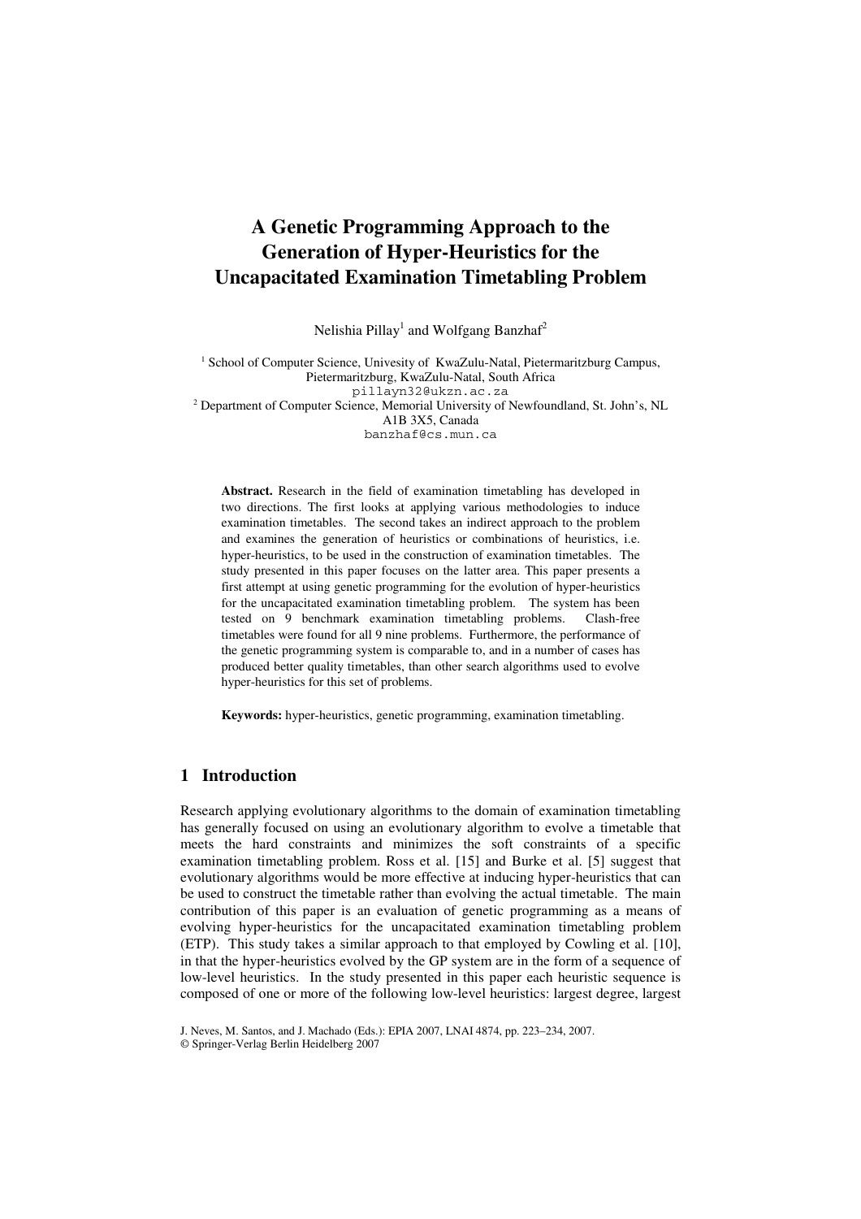# A Genetic Programming Approach to the Generation of Hyper-Heuristics for the Uncapacitated Examination Timetabling Problem

Nelishia Pillay[1] and Wolfgang Banzhaf[2]

[1] School of Computer Science, Univesity of KwaZulu-Natal, Pietermaritzburg Campus, Pietermaritzburg, KwaZulu-Natal, South Africa
pillayn32@ukzn.ac.za
[2] Department of Computer Science, Memorial University of Newfoundland, St. John's, NL A1B 3X5, Canada
banzhaf@cs.mun.ca

**Abstract.** Research in the field of examination timetabling has developed in two directions. The first looks at applying various methodologies to induce examination timetables. The second takes an indirect approach to the problem and examines the generation of heuristics or combinations of heuristics, i.e. hyper-heuristics, to be used in the construction of examination timetables. The study presented in this paper focuses on the latter area. This paper presents a first attempt at using genetic programming for the evolution of hyper-heuristics for the uncapacitated examination timetabling problem. The system has been tested on 9 benchmark examination timetabling problems. Clash-free timetables were found for all 9 nine problems. Furthermore, the performance of the genetic programming system is comparable to, and in a number of cases has produced better quality timetables, than other search algorithms used to evolve hyper-heuristics for this set of problems.

**Keywords:** hyper-heuristics, genetic programming, examination timetabling.

## 1 Introduction

Research applying evolutionary algorithms to the domain of examination timetabling has generally focused on using an evolutionary algorithm to evolve a timetable that meets the hard constraints and minimizes the soft constraints of a specific examination timetabling problem. Ross et al. [15] and Burke et al. [5] suggest that evolutionary algorithms would be more effective at inducing hyper-heuristics that can be used to construct the timetable rather than evolving the actual timetable. The main contribution of this paper is an evaluation of genetic programming as a means of evolving hyper-heuristics for the uncapacitated examination timetabling problem (ETP). This study takes a similar approach to that employed by Cowling et al. [10], in that the hyper-heuristics evolved by the GP system are in the form of a sequence of low-level heuristics. In the study presented in this paper each heuristic sequence is composed of one or more of the following low-level heuristics: largest degree, largest

J. Neves, M. Santos, and J. Machado (Eds.): EPIA 2007, LNAI 4874, pp. 223–234, 2007.
© Springer-Verlag Berlin Heidelberg 2007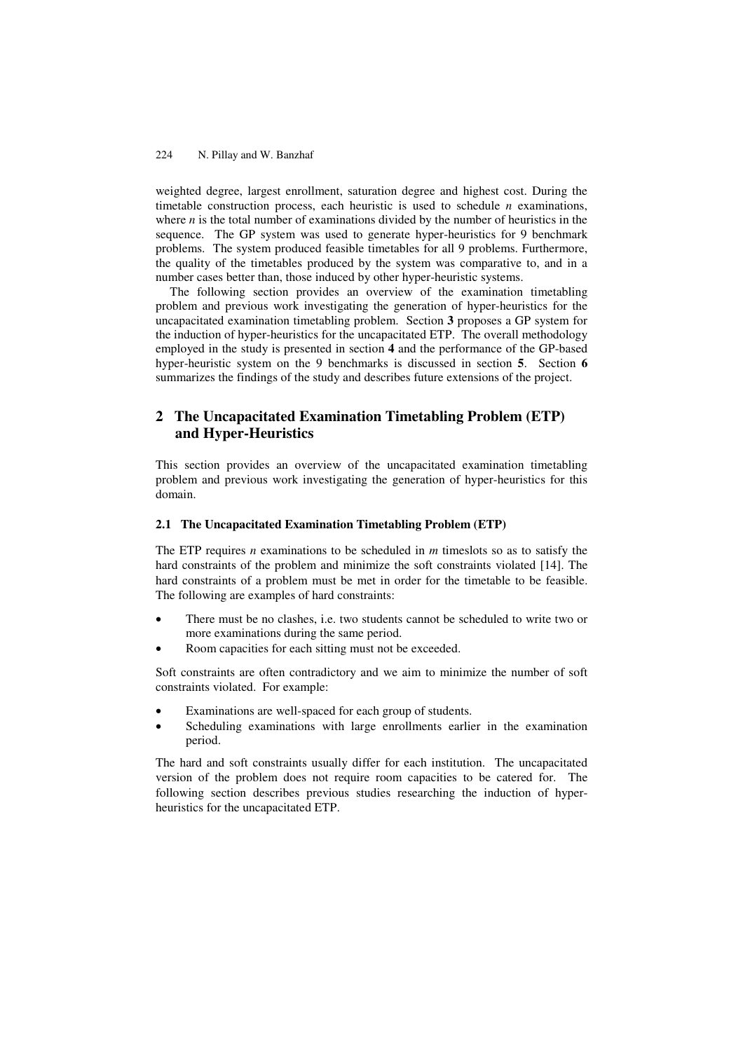weighted degree, largest enrollment, saturation degree and highest cost. During the timetable construction process, each heuristic is used to schedule *n* examinations, where *n* is the total number of examinations divided by the number of heuristics in the sequence. The GP system was used to generate hyper-heuristics for 9 benchmark problems. The system produced feasible timetables for all 9 problems. Furthermore, the quality of the timetables produced by the system was comparative to, and in a number cases better than, those induced by other hyper-heuristic systems.

The following section provides an overview of the examination timetabling problem and previous work investigating the generation of hyper-heuristics for the uncapacitated examination timetabling problem. Section **3** proposes a GP system for the induction of hyper-heuristics for the uncapacitated ETP. The overall methodology employed in the study is presented in section **4** and the performance of the GP-based hyper-heuristic system on the 9 benchmarks is discussed in section **5**. Section **6** summarizes the findings of the study and describes future extensions of the project.

## 2 The Uncapacitated Examination Timetabling Problem (ETP) and Hyper-Heuristics

This section provides an overview of the uncapacitated examination timetabling problem and previous work investigating the generation of hyper-heuristics for this domain.

### 2.1 The Uncapacitated Examination Timetabling Problem (ETP)

The ETP requires *n* examinations to be scheduled in *m* timeslots so as to satisfy the hard constraints of the problem and minimize the soft constraints violated [14]. The hard constraints of a problem must be met in order for the timetable to be feasible. The following are examples of hard constraints:

- There must be no clashes, i.e. two students cannot be scheduled to write two or more examinations during the same period.
- Room capacities for each sitting must not be exceeded.

Soft constraints are often contradictory and we aim to minimize the number of soft constraints violated. For example:

- Examinations are well-spaced for each group of students.
- Scheduling examinations with large enrollments earlier in the examination period.

The hard and soft constraints usually differ for each institution. The uncapacitated version of the problem does not require room capacities to be catered for. The following section describes previous studies researching the induction of hyper-heuristics for the uncapacitated ETP.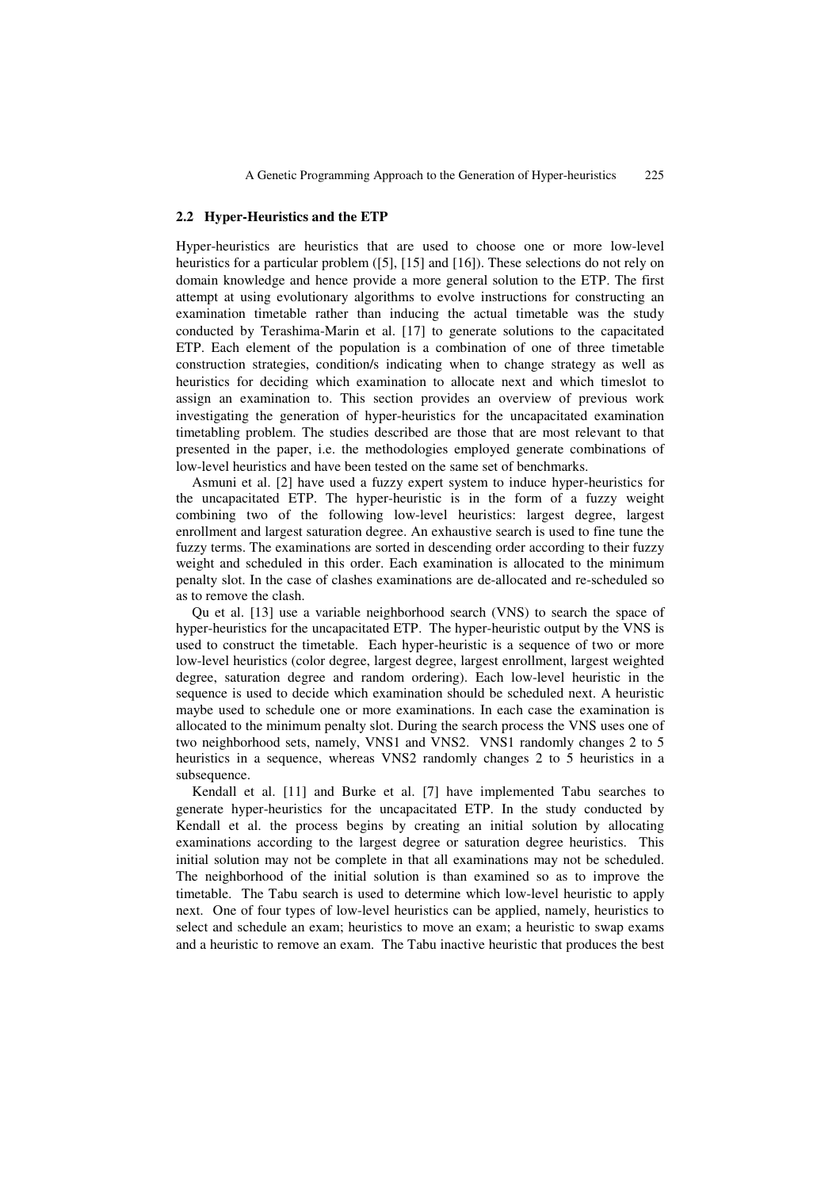### 2.2 Hyper-Heuristics and the ETP

Hyper-heuristics are heuristics that are used to choose one or more low-level heuristics for a particular problem ([5], [15] and [16]). These selections do not rely on domain knowledge and hence provide a more general solution to the ETP. The first attempt at using evolutionary algorithms to evolve instructions for constructing an examination timetable rather than inducing the actual timetable was the study conducted by Terashima-Marin et al. [17] to generate solutions to the capacitated ETP. Each element of the population is a combination of one of three timetable construction strategies, condition/s indicating when to change strategy as well as heuristics for deciding which examination to allocate next and which timeslot to assign an examination to. This section provides an overview of previous work investigating the generation of hyper-heuristics for the uncapacitated examination timetabling problem. The studies described are those that are most relevant to that presented in the paper, i.e. the methodologies employed generate combinations of low-level heuristics and have been tested on the same set of benchmarks.

Asmuni et al. [2] have used a fuzzy expert system to induce hyper-heuristics for the uncapacitated ETP. The hyper-heuristic is in the form of a fuzzy weight combining two of the following low-level heuristics: largest degree, largest enrollment and largest saturation degree. An exhaustive search is used to fine tune the fuzzy terms. The examinations are sorted in descending order according to their fuzzy weight and scheduled in this order. Each examination is allocated to the minimum penalty slot. In the case of clashes examinations are de-allocated and re-scheduled so as to remove the clash.

Qu et al. [13] use a variable neighborhood search (VNS) to search the space of hyper-heuristics for the uncapacitated ETP. The hyper-heuristic output by the VNS is used to construct the timetable. Each hyper-heuristic is a sequence of two or more low-level heuristics (color degree, largest degree, largest enrollment, largest weighted degree, saturation degree and random ordering). Each low-level heuristic in the sequence is used to decide which examination should be scheduled next. A heuristic maybe used to schedule one or more examinations. In each case the examination is allocated to the minimum penalty slot. During the search process the VNS uses one of two neighborhood sets, namely, VNS1 and VNS2. VNS1 randomly changes 2 to 5 heuristics in a sequence, whereas VNS2 randomly changes 2 to 5 heuristics in a subsequence.

Kendall et al. [11] and Burke et al. [7] have implemented Tabu searches to generate hyper-heuristics for the uncapacitated ETP. In the study conducted by Kendall et al. the process begins by creating an initial solution by allocating examinations according to the largest degree or saturation degree heuristics. This initial solution may not be complete in that all examinations may not be scheduled. The neighborhood of the initial solution is than examined so as to improve the timetable. The Tabu search is used to determine which low-level heuristic to apply next. One of four types of low-level heuristics can be applied, namely, heuristics to select and schedule an exam; heuristics to move an exam; a heuristic to swap exams and a heuristic to remove an exam. The Tabu inactive heuristic that produces the best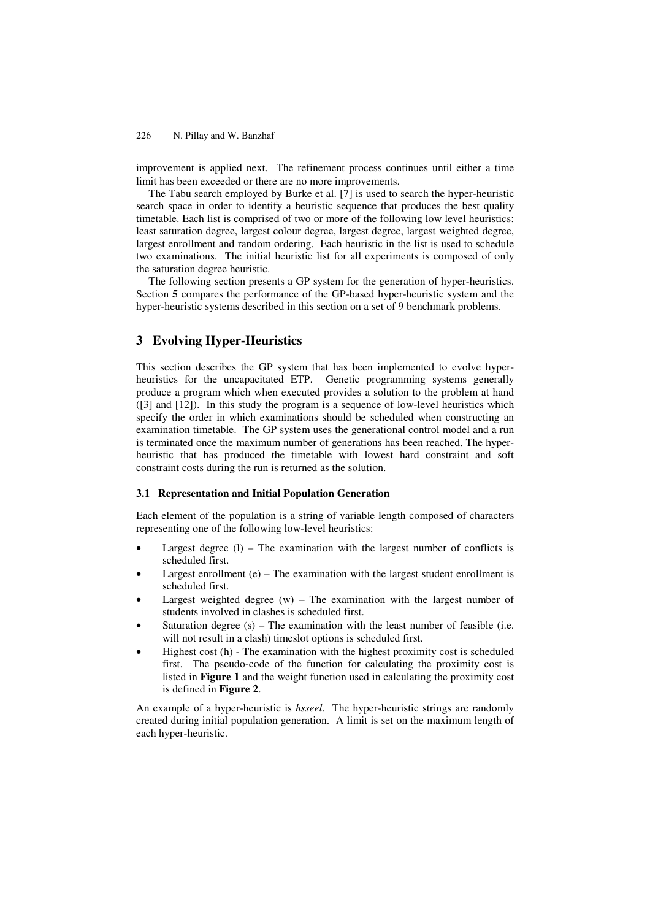improvement is applied next. The refinement process continues until either a time limit has been exceeded or there are no more improvements.

The Tabu search employed by Burke et al. [7] is used to search the hyper-heuristic search space in order to identify a heuristic sequence that produces the best quality timetable. Each list is comprised of two or more of the following low level heuristics: least saturation degree, largest colour degree, largest degree, largest weighted degree, largest enrollment and random ordering. Each heuristic in the list is used to schedule two examinations. The initial heuristic list for all experiments is composed of only the saturation degree heuristic.

The following section presents a GP system for the generation of hyper-heuristics. Section **5** compares the performance of the GP-based hyper-heuristic system and the hyper-heuristic systems described in this section on a set of 9 benchmark problems.

## 3 Evolving Hyper-Heuristics

This section describes the GP system that has been implemented to evolve hyper-heuristics for the uncapacitated ETP. Genetic programming systems generally produce a program which when executed provides a solution to the problem at hand ([3] and [12]). In this study the program is a sequence of low-level heuristics which specify the order in which examinations should be scheduled when constructing an examination timetable. The GP system uses the generational control model and a run is terminated once the maximum number of generations has been reached. The hyper-heuristic that has produced the timetable with lowest hard constraint and soft constraint costs during the run is returned as the solution.

### 3.1 Representation and Initial Population Generation

Each element of the population is a string of variable length composed of characters representing one of the following low-level heuristics:

- Largest degree (l) – The examination with the largest number of conflicts is scheduled first.
- Largest enrollment (e) – The examination with the largest student enrollment is scheduled first.
- Largest weighted degree (w) – The examination with the largest number of students involved in clashes is scheduled first.
- Saturation degree (s) – The examination with the least number of feasible (i.e. will not result in a clash) timeslot options is scheduled first.
- Highest cost (h) - The examination with the highest proximity cost is scheduled first. The pseudo-code of the function for calculating the proximity cost is listed in **Figure 1** and the weight function used in calculating the proximity cost is defined in **Figure 2**.

An example of a hyper-heuristic is *hsseel*. The hyper-heuristic strings are randomly created during initial population generation. A limit is set on the maximum length of each hyper-heuristic.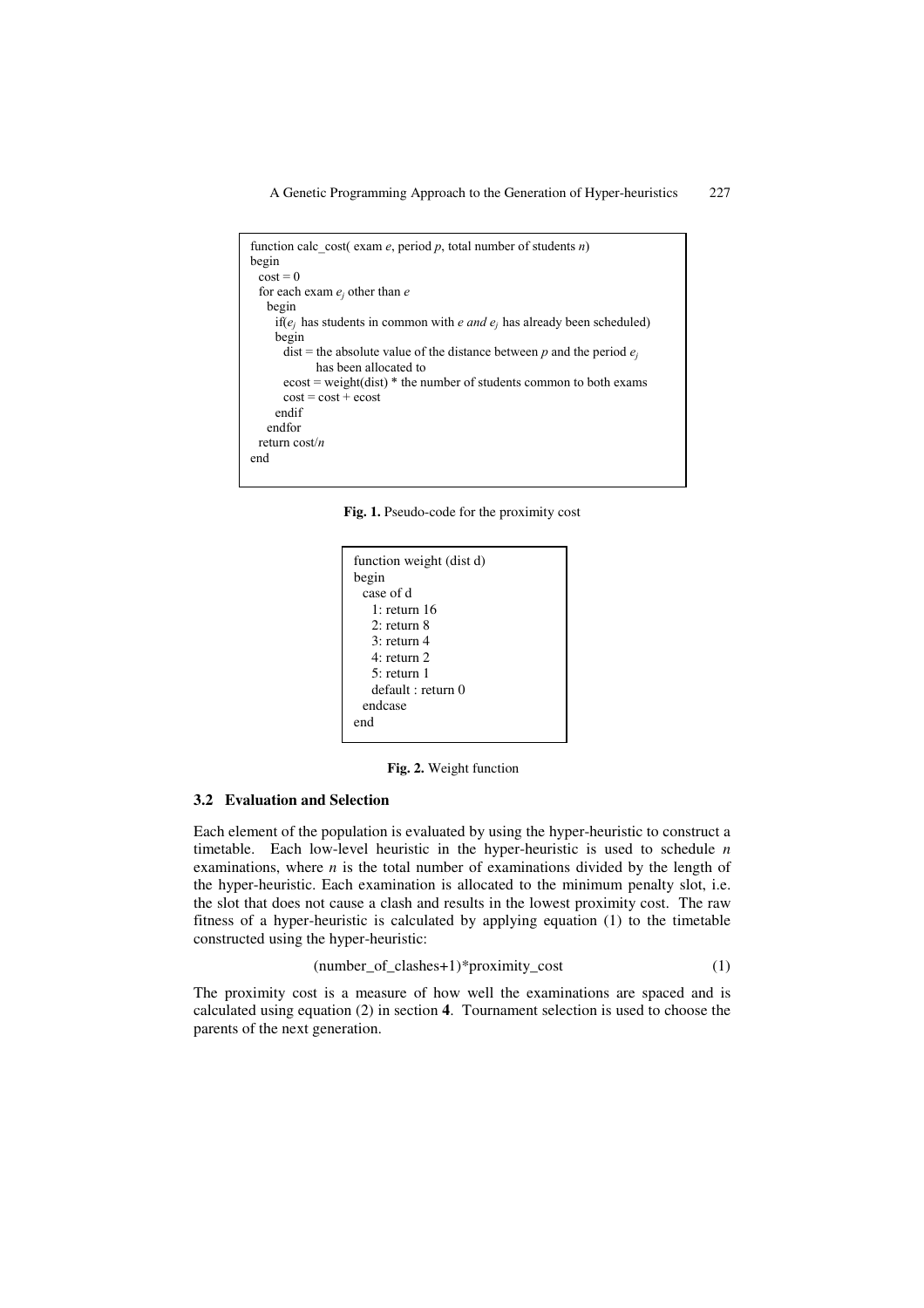```
function calc_cost( exam e, period p, total number of students n)
begin
  cost = 0
  for each exam e_j other than e
    begin
      if(e_j has students in common with e and e_j has already been scheduled)
      begin
        dist = the absolute value of the distance between p and the period e_j
               has been allocated to
        ecost = weight(dist) * the number of students common to both exams
        cost = cost + ecost
      endif
    endfor
  return cost/n
end
```

**Fig. 1.** Pseudo-code for the proximity cost

```
function weight (dist d)
begin
  case of d
    1: return 16
    2: return 8
    3: return 4
    4: return 2
    5: return 1
    default : return 0
  endcase
end
```

**Fig. 2.** Weight function

### 3.2 Evaluation and Selection

Each element of the population is evaluated by using the hyper-heuristic to construct a timetable. Each low-level heuristic in the hyper-heuristic is used to schedule $n$ examinations, where $n$ is the total number of examinations divided by the length of the hyper-heuristic. Each examination is allocated to the minimum penalty slot, i.e. the slot that does not cause a clash and results in the lowest proximity cost. The raw fitness of a hyper-heuristic is calculated by applying equation (1) to the timetable constructed using the hyper-heuristic:

$$(\text{number\_of\_clashes}+1)*\text{proximity\_cost} \tag{1}$$

The proximity cost is a measure of how well the examinations are spaced and is calculated using equation (2) in section **4**. Tournament selection is used to choose the parents of the next generation.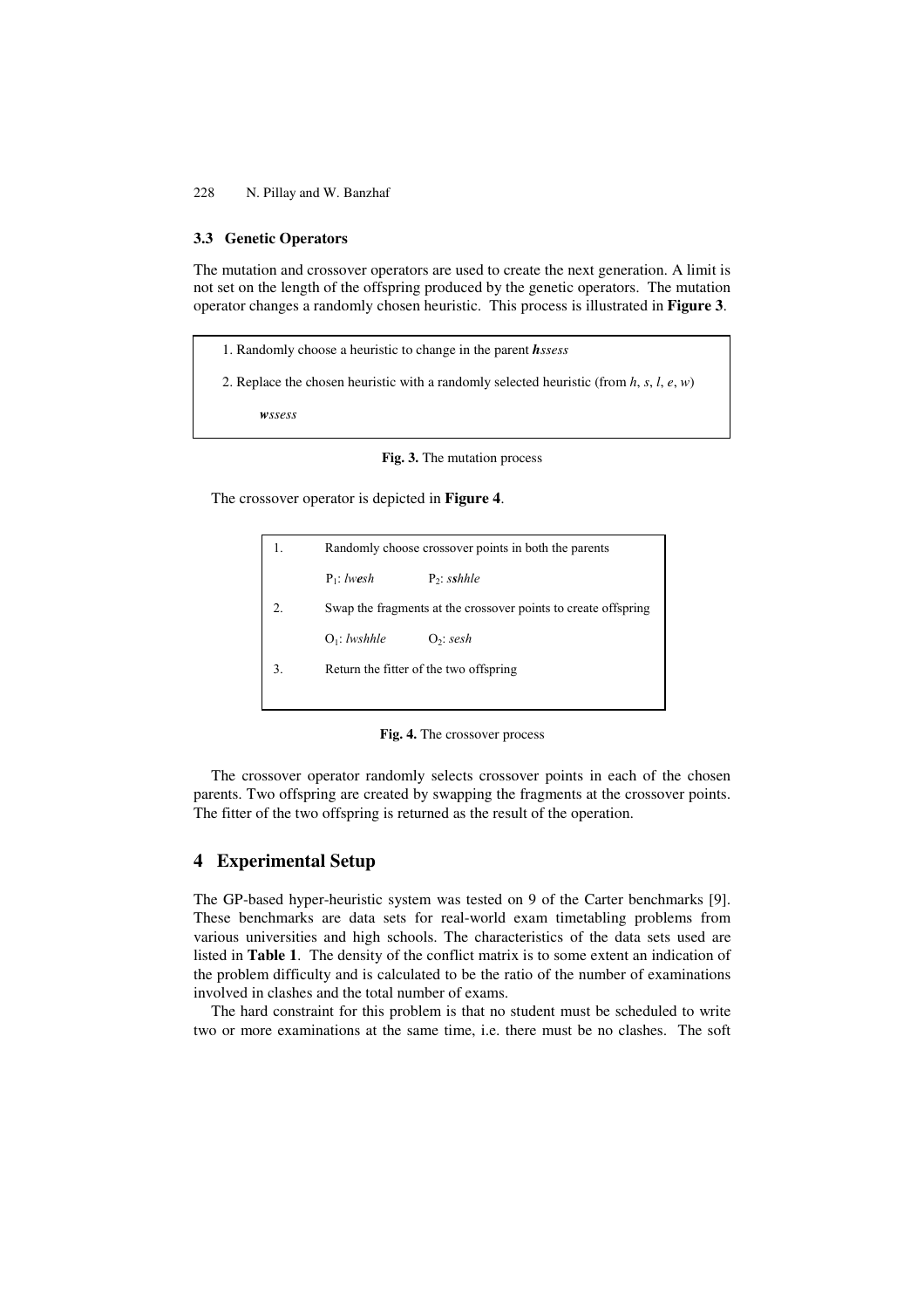### 3.3 Genetic Operators

The mutation and crossover operators are used to create the next generation. A limit is not set on the length of the offspring produced by the genetic operators. The mutation operator changes a randomly chosen heuristic. This process is illustrated in **Figure 3**.

1. Randomly choose a heuristic to change in the parent ***h**ssess*
2. Replace the chosen heuristic with a randomly selected heuristic (from *h*, *s*, *l*, *e*, *w*)

   ***w**ssess*

**Fig. 3.** The mutation process

The crossover operator is depicted in **Figure 4**.

1. Randomly choose crossover points in both the parents

   $P_1$: *lw**e**sh* $P_2$: *s**s**hhle*

2. Swap the fragments at the crossover points to create offspring

   $O_1$: *lwshhle* $O_2$: *sesh*

3. Return the fitter of the two offspring

**Fig. 4.** The crossover process

The crossover operator randomly selects crossover points in each of the chosen parents. Two offspring are created by swapping the fragments at the crossover points. The fitter of the two offspring is returned as the result of the operation.

## 4 Experimental Setup

The GP-based hyper-heuristic system was tested on 9 of the Carter benchmarks [9]. These benchmarks are data sets for real-world exam timetabling problems from various universities and high schools. The characteristics of the data sets used are listed in **Table 1**. The density of the conflict matrix is to some extent an indication of the problem difficulty and is calculated to be the ratio of the number of examinations involved in clashes and the total number of exams.

The hard constraint for this problem is that no student must be scheduled to write two or more examinations at the same time, i.e. there must be no clashes. The soft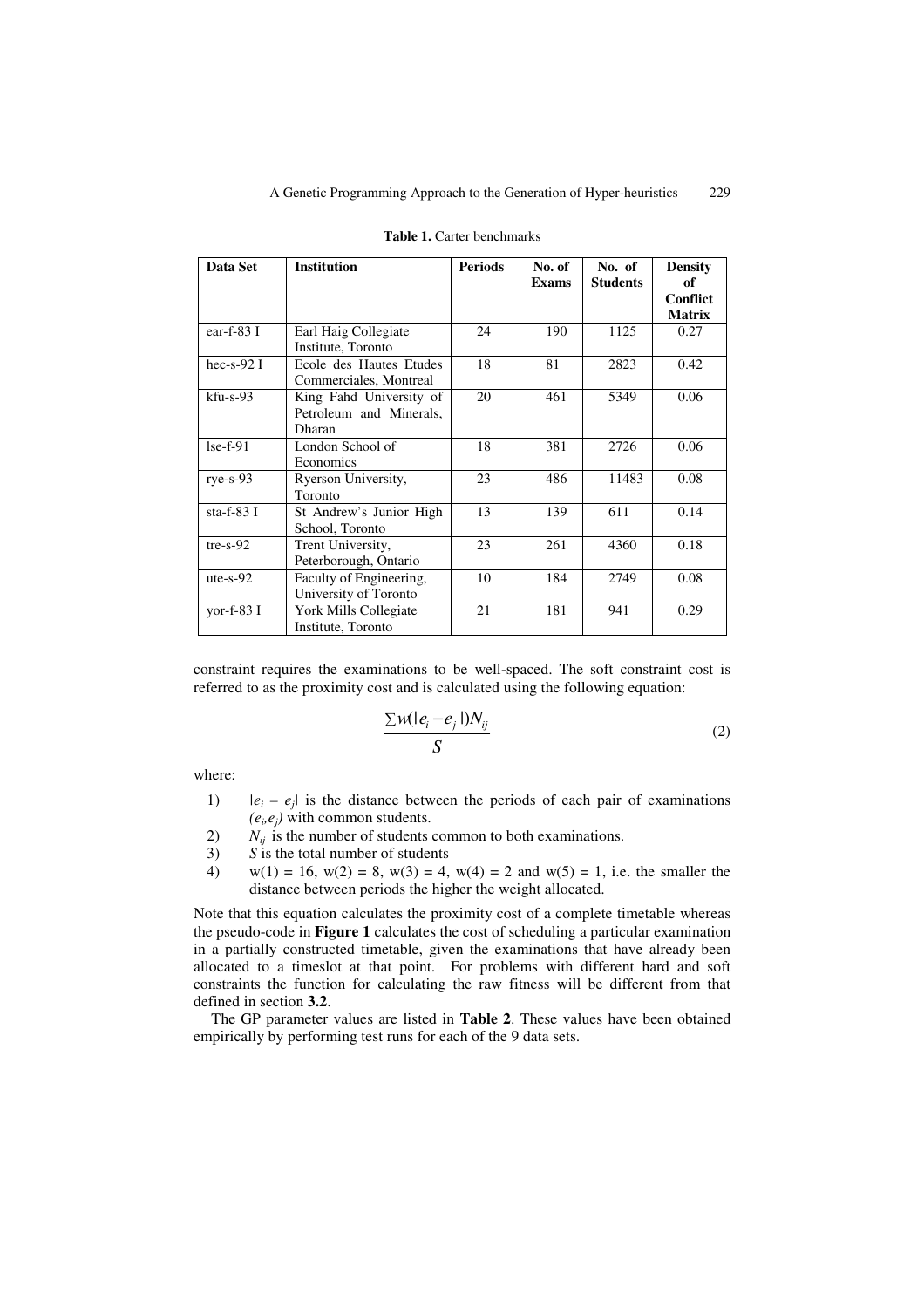**Table 1.** Carter benchmarks

| Data Set | Institution | Periods | No. of Exams | No. of Students | Density of Conflict Matrix |
|---|---|---|---|---|---|
| ear-f-83 I | Earl Haig Collegiate Institute, Toronto | 24 | 190 | 1125 | 0.27 |
| hec-s-92 I | Ecole des Hautes Etudes Commerciales, Montreal | 18 | 81 | 2823 | 0.42 |
| kfu-s-93 | King Fahd University of Petroleum and Minerals, Dharan | 20 | 461 | 5349 | 0.06 |
| lse-f-91 | London School of Economics | 18 | 381 | 2726 | 0.06 |
| rye-s-93 | Ryerson University, Toronto | 23 | 486 | 11483 | 0.08 |
| sta-f-83 I | St Andrew's Junior High School, Toronto | 13 | 139 | 611 | 0.14 |
| tre-s-92 | Trent University, Peterborough, Ontario | 23 | 261 | 4360 | 0.18 |
| ute-s-92 | Faculty of Engineering, University of Toronto | 10 | 184 | 2749 | 0.08 |
| yor-f-83 I | York Mills Collegiate Institute, Toronto | 21 | 181 | 941 | 0.29 |

constraint requires the examinations to be well-spaced. The soft constraint cost is referred to as the proximity cost and is calculated using the following equation:

$$\frac{\sum w(|e_i - e_j|)N_{ij}}{S} \tag{2}$$

where:

1) $|e_i - e_j|$ is the distance between the periods of each pair of examinations $(e_i, e_j)$ with common students.
2) $N_{ij}$ is the number of students common to both examinations.
3) $S$ is the total number of students
4) $w(1) = 16$, $w(2) = 8$, $w(3) = 4$, $w(4) = 2$ and $w(5) = 1$, i.e. the smaller the distance between periods the higher the weight allocated.

Note that this equation calculates the proximity cost of a complete timetable whereas the pseudo-code in **Figure 1** calculates the cost of scheduling a particular examination in a partially constructed timetable, given the examinations that have already been allocated to a timeslot at that point. For problems with different hard and soft constraints the function for calculating the raw fitness will be different from that defined in section **3.2**.

The GP parameter values are listed in **Table 2**. These values have been obtained empirically by performing test runs for each of the 9 data sets.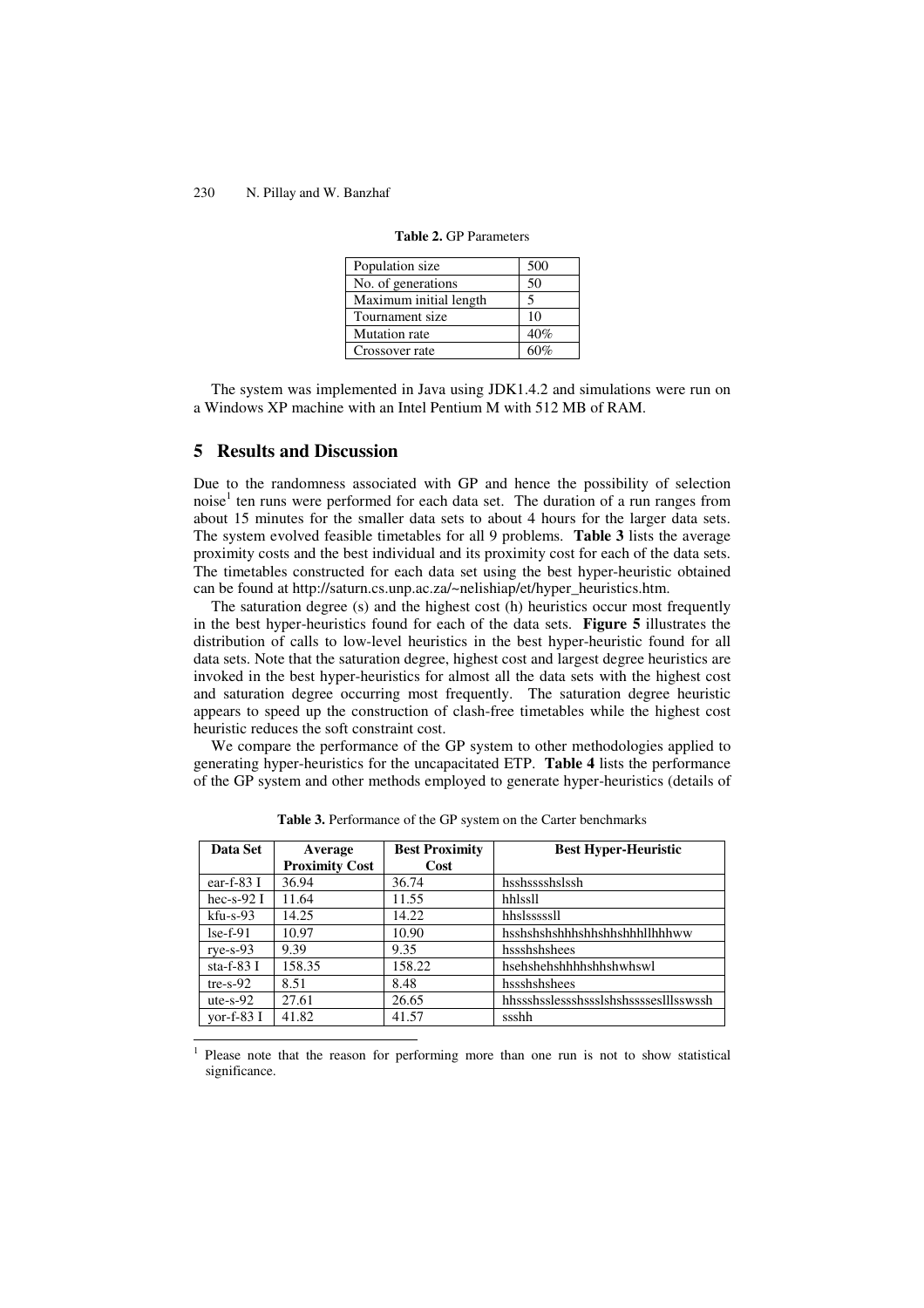**Table 2.** GP Parameters

| | |
|---|---|
| Population size | 500 |
| No. of generations | 50 |
| Maximum initial length | 5 |
| Tournament size | 10 |
| Mutation rate | 40% |
| Crossover rate | 60% |

The system was implemented in Java using JDK1.4.2 and simulations were run on a Windows XP machine with an Intel Pentium M with 512 MB of RAM.

## 5 Results and Discussion

Due to the randomness associated with GP and hence the possibility of selection noise[1] ten runs were performed for each data set. The duration of a run ranges from about 15 minutes for the smaller data sets to about 4 hours for the larger data sets. The system evolved feasible timetables for all 9 problems. **Table 3** lists the average proximity costs and the best individual and its proximity cost for each of the data sets. The timetables constructed for each data set using the best hyper-heuristic obtained can be found at http://saturn.cs.unp.ac.za/~nelishiap/et/hyper_heuristics.htm.

The saturation degree (s) and the highest cost (h) heuristics occur most frequently in the best hyper-heuristics found for each of the data sets. **Figure 5** illustrates the distribution of calls to low-level heuristics in the best hyper-heuristic found for all data sets. Note that the saturation degree, highest cost and largest degree heuristics are invoked in the best hyper-heuristics for almost all the data sets with the highest cost and saturation degree occurring most frequently. The saturation degree heuristic appears to speed up the construction of clash-free timetables while the highest cost heuristic reduces the soft constraint cost.

We compare the performance of the GP system to other methodologies applied to generating hyper-heuristics for the uncapacitated ETP. **Table 4** lists the performance of the GP system and other methods employed to generate hyper-heuristics (details of

**Table 3.** Performance of the GP system on the Carter benchmarks

| Data Set | Average Proximity Cost | Best Proximity Cost | Best Hyper-Heuristic |
|---|---|---|---|
| ear-f-83 I | 36.94 | 36.74 | hsshsssshslssh |
| hec-s-92 I | 11.64 | 11.55 | hhlssll |
| kfu-s-93 | 14.25 | 14.22 | hhslsssssll |
| lse-f-91 | 10.97 | 10.90 | hsshshshhhshhshhshhhllhhhww |
| rye-s-93 | 9.39 | 9.35 | hssshshshees |
| sta-f-83 I | 158.35 | 158.22 | hsehshehshhhhshhshwhswl |
| tre-s-92 | 8.51 | 8.48 | hssshshshees |
| ute-s-92 | 27.61 | 26.65 | hhssshsslessshssslshshsssseslllsswssh |
| yor-f-83 I | 41.82 | 41.57 | ssshh |

[1] Please note that the reason for performing more than one run is not to show statistical significance.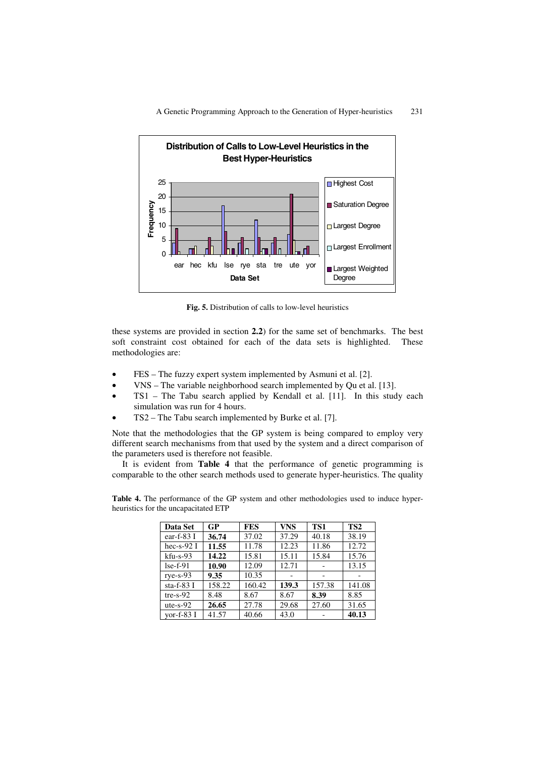**Fig. 5.** Distribution of calls to low-level heuristics

these systems are provided in section **2.2**) for the same set of benchmarks. The best soft constraint cost obtained for each of the data sets is highlighted. These methodologies are:

- FES – The fuzzy expert system implemented by Asmuni et al. [2].
- VNS – The variable neighborhood search implemented by Qu et al. [13].
- TS1 – The Tabu search applied by Kendall et al. [11]. In this study each simulation was run for 4 hours.
- TS2 – The Tabu search implemented by Burke et al. [7].

Note that the methodologies that the GP system is being compared to employ very different search mechanisms from that used by the system and a direct comparison of the parameters used is therefore not feasible.

It is evident from **Table 4** that the performance of genetic programming is comparable to the other search methods used to generate hyper-heuristics. The quality

**Table 4.** The performance of the GP system and other methodologies used to induce hyper-heuristics for the uncapacitated ETP

| Data Set | GP | FES | VNS | TS1 | TS2 |
|---|---|---|---|---|---|
| ear-f-83 I | **36.74** | 37.02 | 37.29 | 40.18 | 38.19 |
| hec-s-92 I | **11.55** | 11.78 | 12.23 | 11.86 | 12.72 |
| kfu-s-93 | **14.22** | 15.81 | 15.11 | 15.84 | 15.76 |
| lse-f-91 | **10.90** | 12.09 | 12.71 | - | 13.15 |
| rye-s-93 | **9.35** | 10.35 | - | - | - |
| sta-f-83 I | 158.22 | 160.42 | **139.3** | 157.38 | 141.08 |
| tre-s-92 | 8.48 | 8.67 | 8.67 | **8.39** | 8.85 |
| ute-s-92 | **26.65** | 27.78 | 29.68 | 27.60 | 31.65 |
| yor-f-83 I | 41.57 | 40.66 | 43.0 | - | **40.13** |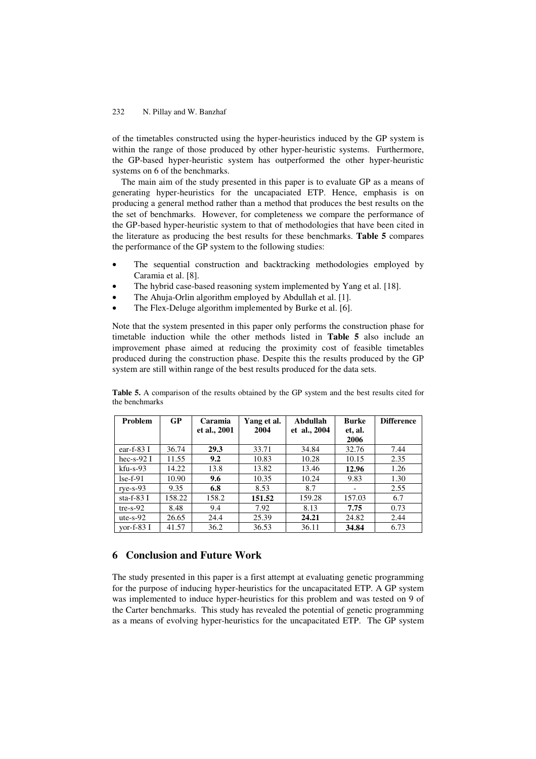of the timetables constructed using the hyper-heuristics induced by the GP system is within the range of those produced by other hyper-heuristic systems. Furthermore, the GP-based hyper-heuristic system has outperformed the other hyper-heuristic systems on 6 of the benchmarks.

The main aim of the study presented in this paper is to evaluate GP as a means of generating hyper-heuristics for the uncapaciated ETP. Hence, emphasis is on producing a general method rather than a method that produces the best results on the the set of benchmarks. However, for completeness we compare the performance of the GP-based hyper-heuristic system to that of methodologies that have been cited in the literature as producing the best results for these benchmarks. **Table 5** compares the performance of the GP system to the following studies:

- The sequential construction and backtracking methodologies employed by Caramia et al. [8].
- The hybrid case-based reasoning system implemented by Yang et al. [18].
- The Ahuja-Orlin algorithm employed by Abdullah et al. [1].
- The Flex-Deluge algorithm implemented by Burke et al. [6].

Note that the system presented in this paper only performs the construction phase for timetable induction while the other methods listed in **Table 5** also include an improvement phase aimed at reducing the proximity cost of feasible timetables produced during the construction phase. Despite this the results produced by the GP system are still within range of the best results produced for the data sets.

**Table 5.** A comparison of the results obtained by the GP system and the best results cited for the benchmarks

| Problem | GP | Caramia et al., 2001 | Yang et al. 2004 | Abdullah et al., 2004 | Burke et, al. 2006 | Difference |
|---|---|---|---|---|---|---|
| ear-f-83 I | 36.74 | **29.3** | 33.71 | 34.84 | 32.76 | 7.44 |
| hec-s-92 I | 11.55 | **9.2** | 10.83 | 10.28 | 10.15 | 2.35 |
| kfu-s-93 | 14.22 | 13.8 | 13.82 | 13.46 | **12.96** | 1.26 |
| lse-f-91 | 10.90 | **9.6** | 10.35 | 10.24 | 9.83 | 1.30 |
| rye-s-93 | 9.35 | **6.8** | 8.53 | 8.7 | - | 2.55 |
| sta-f-83 I | 158.22 | 158.2 | **151.52** | 159.28 | 157.03 | 6.7 |
| tre-s-92 | 8.48 | 9.4 | 7.92 | 8.13 | **7.75** | 0.73 |
| ute-s-92 | 26.65 | 24.4 | 25.39 | **24.21** | 24.82 | 2.44 |
| yor-f-83 I | 41.57 | 36.2 | 36.53 | 36.11 | **34.84** | 6.73 |

## 6 Conclusion and Future Work

The study presented in this paper is a first attempt at evaluating genetic programming for the purpose of inducing hyper-heuristics for the uncapacitated ETP. A GP system was implemented to induce hyper-heuristics for this problem and was tested on 9 of the Carter benchmarks. This study has revealed the potential of genetic programming as a means of evolving hyper-heuristics for the uncapacitated ETP. The GP system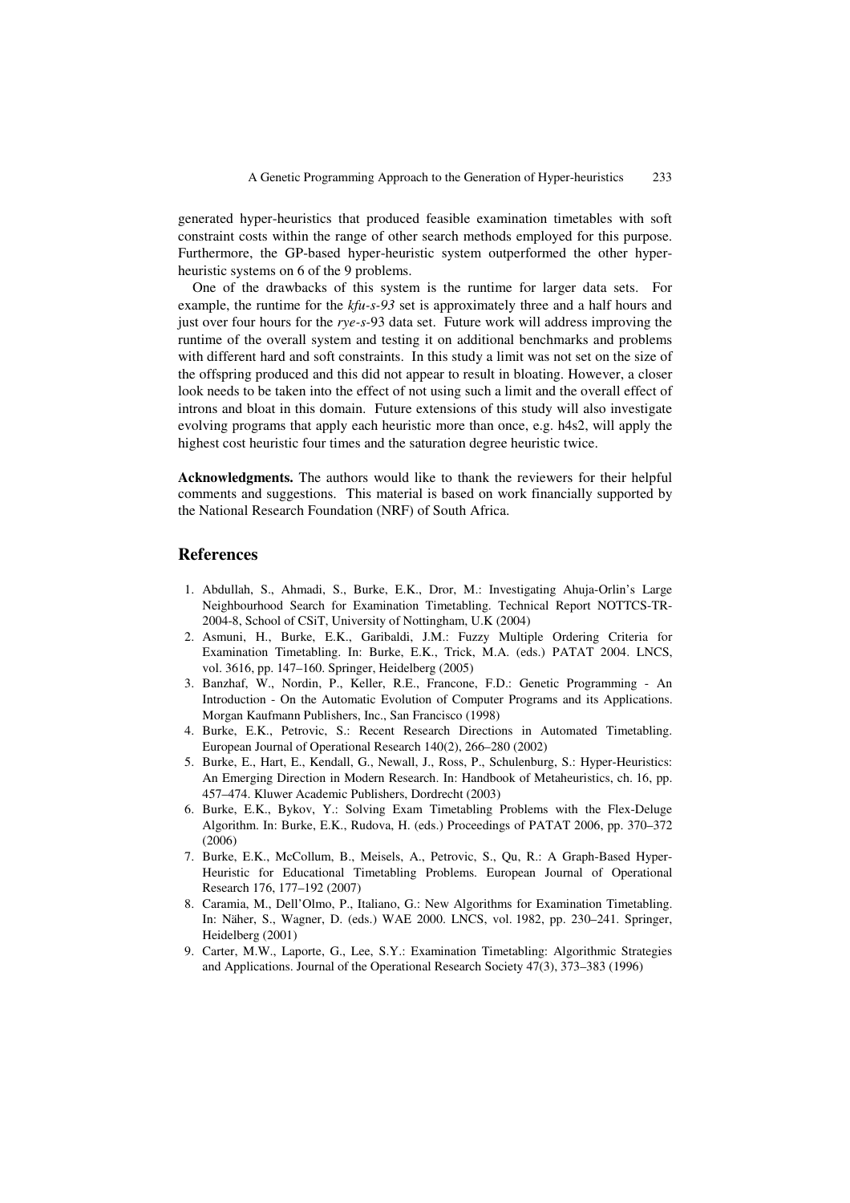generated hyper-heuristics that produced feasible examination timetables with soft constraint costs within the range of other search methods employed for this purpose. Furthermore, the GP-based hyper-heuristic system outperformed the other hyper-heuristic systems on 6 of the 9 problems.

One of the drawbacks of this system is the runtime for larger data sets. For example, the runtime for the *kfu-s-93* set is approximately three and a half hours and just over four hours for the *rye-s*-93 data set. Future work will address improving the runtime of the overall system and testing it on additional benchmarks and problems with different hard and soft constraints. In this study a limit was not set on the size of the offspring produced and this did not appear to result in bloating. However, a closer look needs to be taken into the effect of not using such a limit and the overall effect of introns and bloat in this domain. Future extensions of this study will also investigate evolving programs that apply each heuristic more than once, e.g. h4s2, will apply the highest cost heuristic four times and the saturation degree heuristic twice.

**Acknowledgments.** The authors would like to thank the reviewers for their helpful comments and suggestions. This material is based on work financially supported by the National Research Foundation (NRF) of South Africa.

## References

1. Abdullah, S., Ahmadi, S., Burke, E.K., Dror, M.: Investigating Ahuja-Orlin's Large Neighbourhood Search for Examination Timetabling. Technical Report NOTTCS-TR-2004-8, School of CSiT, University of Nottingham, U.K (2004)
2. Asmuni, H., Burke, E.K., Garibaldi, J.M.: Fuzzy Multiple Ordering Criteria for Examination Timetabling. In: Burke, E.K., Trick, M.A. (eds.) PATAT 2004. LNCS, vol. 3616, pp. 147–160. Springer, Heidelberg (2005)
3. Banzhaf, W., Nordin, P., Keller, R.E., Francone, F.D.: Genetic Programming - An Introduction - On the Automatic Evolution of Computer Programs and its Applications. Morgan Kaufmann Publishers, Inc., San Francisco (1998)
4. Burke, E.K., Petrovic, S.: Recent Research Directions in Automated Timetabling. European Journal of Operational Research 140(2), 266–280 (2002)
5. Burke, E., Hart, E., Kendall, G., Newall, J., Ross, P., Schulenburg, S.: Hyper-Heuristics: An Emerging Direction in Modern Research. In: Handbook of Metaheuristics, ch. 16, pp. 457–474. Kluwer Academic Publishers, Dordrecht (2003)
6. Burke, E.K., Bykov, Y.: Solving Exam Timetabling Problems with the Flex-Deluge Algorithm. In: Burke, E.K., Rudova, H. (eds.) Proceedings of PATAT 2006, pp. 370–372 (2006)
7. Burke, E.K., McCollum, B., Meisels, A., Petrovic, S., Qu, R.: A Graph-Based Hyper-Heuristic for Educational Timetabling Problems. European Journal of Operational Research 176, 177–192 (2007)
8. Caramia, M., Dell'Olmo, P., Italiano, G.: New Algorithms for Examination Timetabling. In: Näher, S., Wagner, D. (eds.) WAE 2000. LNCS, vol. 1982, pp. 230–241. Springer, Heidelberg (2001)
9. Carter, M.W., Laporte, G., Lee, S.Y.: Examination Timetabling: Algorithmic Strategies and Applications. Journal of the Operational Research Society 47(3), 373–383 (1996)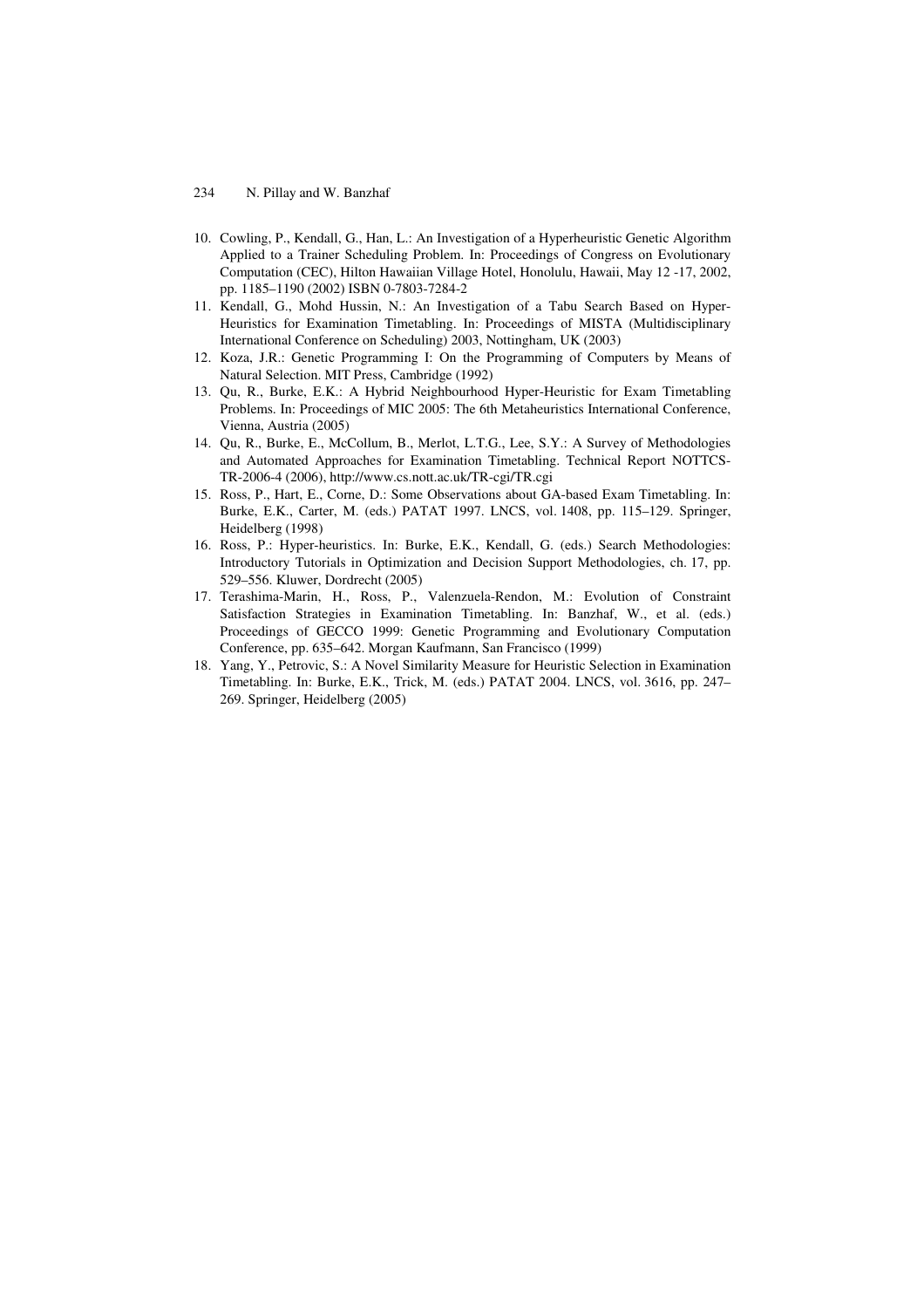10. Cowling, P., Kendall, G., Han, L.: An Investigation of a Hyperheuristic Genetic Algorithm Applied to a Trainer Scheduling Problem. In: Proceedings of Congress on Evolutionary Computation (CEC), Hilton Hawaiian Village Hotel, Honolulu, Hawaii, May 12 -17, 2002, pp. 1185–1190 (2002) ISBN 0-7803-7284-2
11. Kendall, G., Mohd Hussin, N.: An Investigation of a Tabu Search Based on Hyper-Heuristics for Examination Timetabling. In: Proceedings of MISTA (Multidisciplinary International Conference on Scheduling) 2003, Nottingham, UK (2003)
12. Koza, J.R.: Genetic Programming I: On the Programming of Computers by Means of Natural Selection. MIT Press, Cambridge (1992)
13. Qu, R., Burke, E.K.: A Hybrid Neighbourhood Hyper-Heuristic for Exam Timetabling Problems. In: Proceedings of MIC 2005: The 6th Metaheuristics International Conference, Vienna, Austria (2005)
14. Qu, R., Burke, E., McCollum, B., Merlot, L.T.G., Lee, S.Y.: A Survey of Methodologies and Automated Approaches for Examination Timetabling. Technical Report NOTTCS-TR-2006-4 (2006), http://www.cs.nott.ac.uk/TR-cgi/TR.cgi
15. Ross, P., Hart, E., Corne, D.: Some Observations about GA-based Exam Timetabling. In: Burke, E.K., Carter, M. (eds.) PATAT 1997. LNCS, vol. 1408, pp. 115–129. Springer, Heidelberg (1998)
16. Ross, P.: Hyper-heuristics. In: Burke, E.K., Kendall, G. (eds.) Search Methodologies: Introductory Tutorials in Optimization and Decision Support Methodologies, ch. 17, pp. 529–556. Kluwer, Dordrecht (2005)
17. Terashima-Marin, H., Ross, P., Valenzuela-Rendon, M.: Evolution of Constraint Satisfaction Strategies in Examination Timetabling. In: Banzhaf, W., et al. (eds.) Proceedings of GECCO 1999: Genetic Programming and Evolutionary Computation Conference, pp. 635–642. Morgan Kaufmann, San Francisco (1999)
18. Yang, Y., Petrovic, S.: A Novel Similarity Measure for Heuristic Selection in Examination Timetabling. In: Burke, E.K., Trick, M. (eds.) PATAT 2004. LNCS, vol. 3616, pp. 247–269. Springer, Heidelberg (2005)